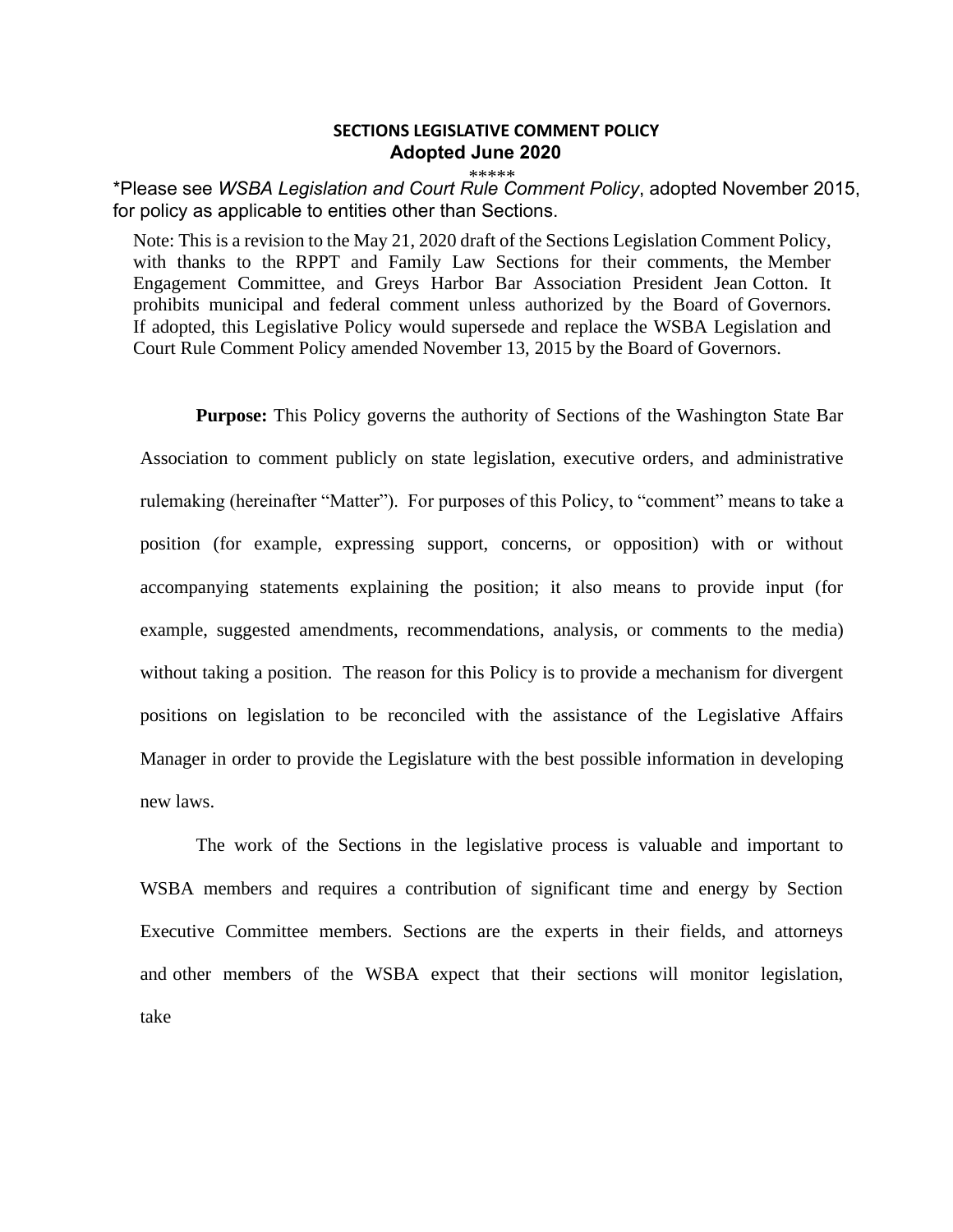# SECTIONS LEGISLATIVE COMMENT POLICY

## Adopted June 2020

\*\*\*\*\*

\*Please see *WSBA Legislation and Court Rule Comment Policy*, adopted November 2015, for policy as applicable to entities other than Sections.

Note: This is a revision to the May 21, 2020 draft of the Sections Legislation Comment Policy, with thanks to the RPPT and Family Law Sections for their comments, the Member Engagement Committee, and Greys Harbor Bar Association President Jean Cotton. It prohibits municipal and federal comment unless authorized by the Board of Governors. If adopted, this Legislative Policy would supersede and replace the WSBA Legislation and Court Rule Comment Policy amended November 13, 2015 by the Board of Governors.

**Purpose:** This Policy governs the authority of Sections of the Washington State Bar Association to comment publicly on state legislation, executive orders, and administrative rulemaking (hereinafter "Matter"). For purposes of this Policy, to "comment" means to take a position (for example, expressing support, concerns, or opposition) with or without accompanying statements explaining the position; it also means to provide input (for example, suggested amendments, recommendations, analysis, or comments to the media) without taking a position. The reason for this Policy is to provide a mechanism for divergent positions on legislation to be reconciled with the assistance of the Legislative Affairs Manager in order to provide the Legislature with the best possible information in developing new laws.

The work of the Sections in the legislative process is valuable and important to WSBA members and requires a contribution of significant time and energy by Section Executive Committee members. Sections are the experts in their fields, and attorneys and other members of the WSBA expect that their sections will monitor legislation, take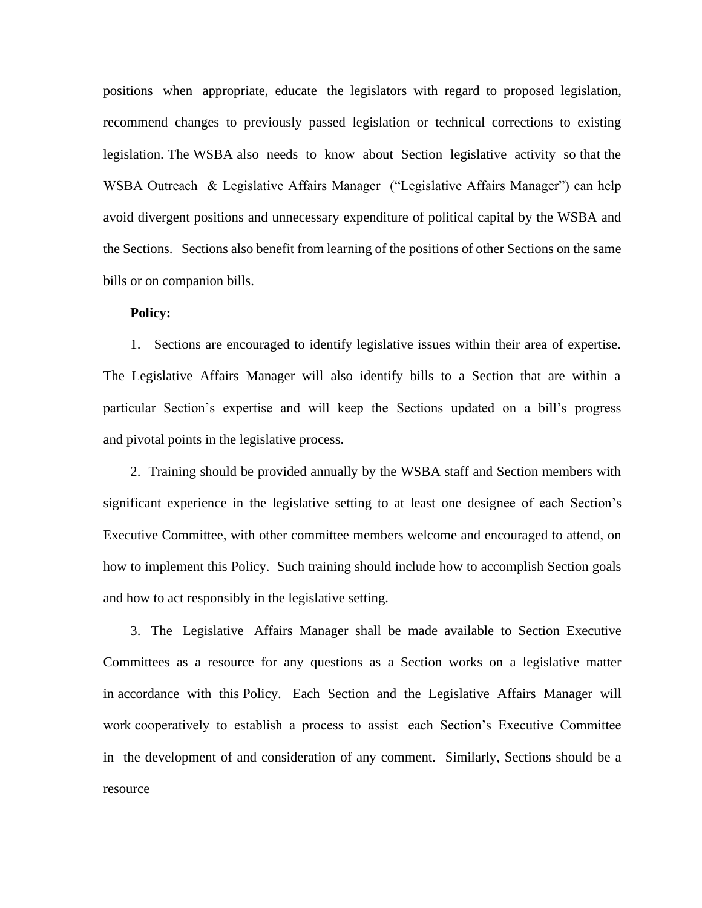positions when appropriate, educate the legislators with regard to proposed legislation, recommend changes to previously passed legislation or technical corrections to existing legislation. The WSBA also needs to know about Section legislative activity so that the WSBA Outreach & Legislative Affairs Manager ("Legislative Affairs Manager") can help avoid divergent positions and unnecessary expenditure of political capital by the WSBA and the Sections. Sections also benefit from learning of the positions of other Sections on the same bills or on companion bills.

**Policy:**

1. Sections are encouraged to identify legislative issues within their area of expertise. The Legislative Affairs Manager will also identify bills to a Section that are within a particular Section's expertise and will keep the Sections updated on a bill's progress and pivotal points in the legislative process.

2. Training should be provided annually by the WSBA staff and Section members with significant experience in the legislative setting to at least one designee of each Section's Executive Committee, with other committee members welcome and encouraged to attend, on how to implement this Policy. Such training should include how to accomplish Section goals and how to act responsibly in the legislative setting.

3. The Legislative Affairs Manager shall be made available to Section Executive Committees as a resource for any questions as a Section works on a legislative matter in accordance with this Policy. Each Section and the Legislative Affairs Manager will work cooperatively to establish a process to assist each Section's Executive Committee in the development of and consideration of any comment. Similarly, Sections should be a resource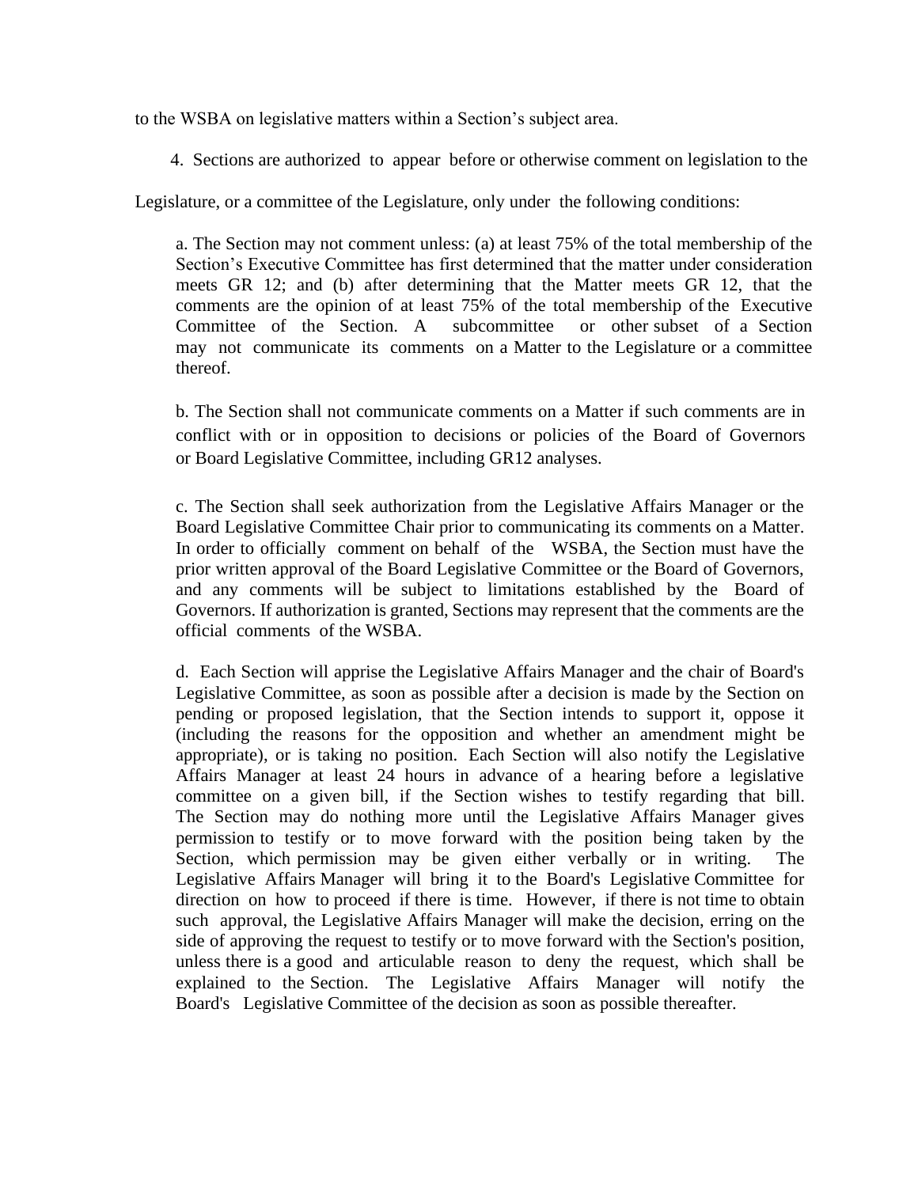to the WSBA on legislative matters within a Section's subject area.

4. Sections are authorized to appear before or otherwise comment on legislation to the Legislature, or a committee of the Legislature, only under the following conditions:

a. The Section may not comment unless: (a) at least 75% of the total membership of the Section's Executive Committee has first determined that the matter under consideration meets GR 12; and (b) after determining that the Matter meets GR 12, that the comments are the opinion of at least 75% of the total membership of the Executive Committee of the Section. A subcommittee or other subset of a Section may not communicate its comments on a Matter to the Legislature or a committee thereof.

b. The Section shall not communicate comments on a Matter if such comments are in conflict with or in opposition to decisions or policies of the Board of Governors or Board Legislative Committee, including GR12 analyses.

c. The Section shall seek authorization from the Legislative Affairs Manager or the Board Legislative Committee Chair prior to communicating its comments on a Matter. In order to officially comment on behalf of the WSBA, the Section must have the prior written approval of the Board Legislative Committee or the Board of Governors, and any comments will be subject to limitations established by the Board of Governors. If authorization is granted, Sections may represent that the comments are the official comments of the WSBA.

d. Each Section will apprise the Legislative Affairs Manager and the chair of Board's Legislative Committee, as soon as possible after a decision is made by the Section on pending or proposed legislation, that the Section intends to support it, oppose it (including the reasons for the opposition and whether an amendment might be appropriate), or is taking no position. Each Section will also notify the Legislative Affairs Manager at least 24 hours in advance of a hearing before a legislative committee on a given bill, if the Section wishes to testify regarding that bill. The Section may do nothing more until the Legislative Affairs Manager gives permission to testify or to move forward with the position being taken by the Section, which permission may be given either verbally or in writing. The Legislative Affairs Manager will bring it to the Board's Legislative Committee for direction on how to proceed if there is time. However, if there is not time to obtain such approval, the Legislative Affairs Manager will make the decision, erring on the side of approving the request to testify or to move forward with the Section's position, unless there is a good and articulable reason to deny the request, which shall be explained to the Section. The Legislative Affairs Manager will notify the Board's Legislative Committee of the decision as soon as possible thereafter.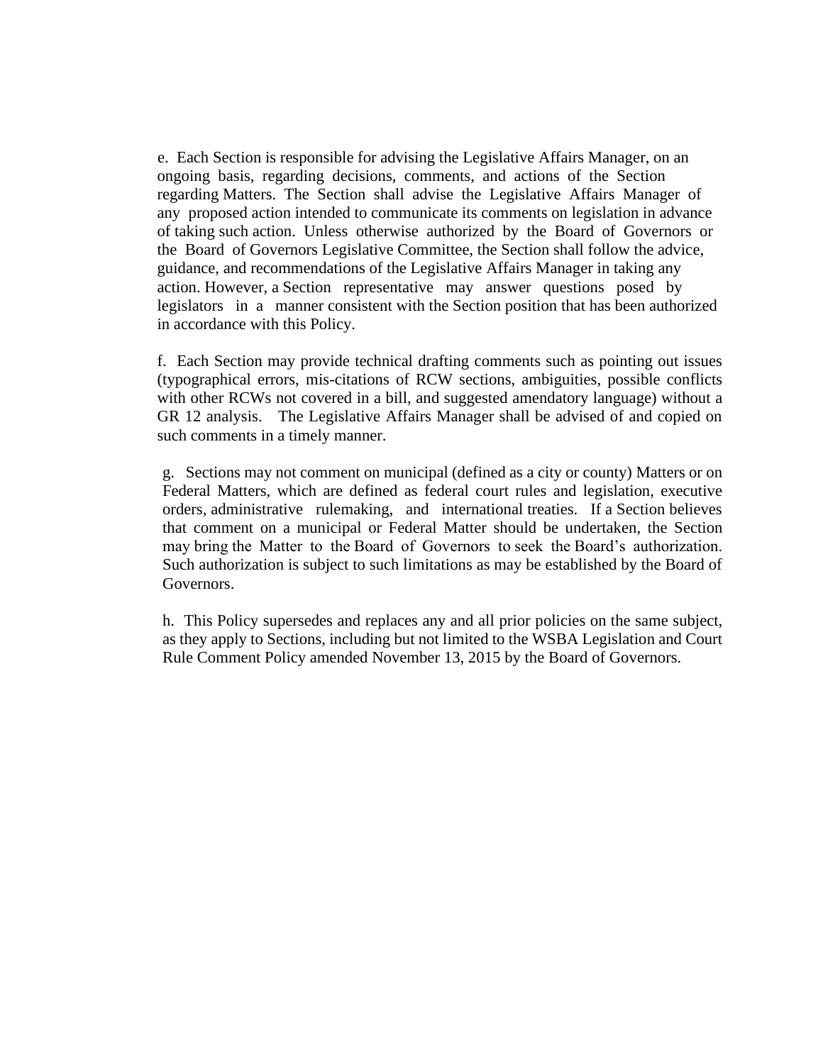e. Each Section is responsible for advising the Legislative Affairs Manager, on an ongoing basis, regarding decisions, comments, and actions of the Section regarding Matters. The Section shall advise the Legislative Affairs Manager of any proposed action intended to communicate its comments on legislation in advance of taking such action. Unless otherwise authorized by the Board of Governors or the Board of Governors Legislative Committee, the Section shall follow the advice, guidance, and recommendations of the Legislative Affairs Manager in taking any action. However, a Section representative may answer questions posed by legislators in a manner consistent with the Section position that has been authorized in accordance with this Policy.

f. Each Section may provide technical drafting comments such as pointing out issues (typographical errors, mis-citations of RCW sections, ambiguities, possible conflicts with other RCWs not covered in a bill, and suggested amendatory language) without a GR 12 analysis. The Legislative Affairs Manager shall be advised of and copied on such comments in a timely manner.

g. Sections may not comment on municipal (defined as a city or county) Matters or on Federal Matters, which are defined as federal court rules and legislation, executive orders, administrative rulemaking, and international treaties. If a Section believes that comment on a municipal or Federal Matter should be undertaken, the Section may bring the Matter to the Board of Governors to seek the Board's authorization. Such authorization is subject to such limitations as may be established by the Board of Governors.

h. This Policy supersedes and replaces any and all prior policies on the same subject, as they apply to Sections, including but not limited to the WSBA Legislation and Court Rule Comment Policy amended November 13, 2015 by the Board of Governors.